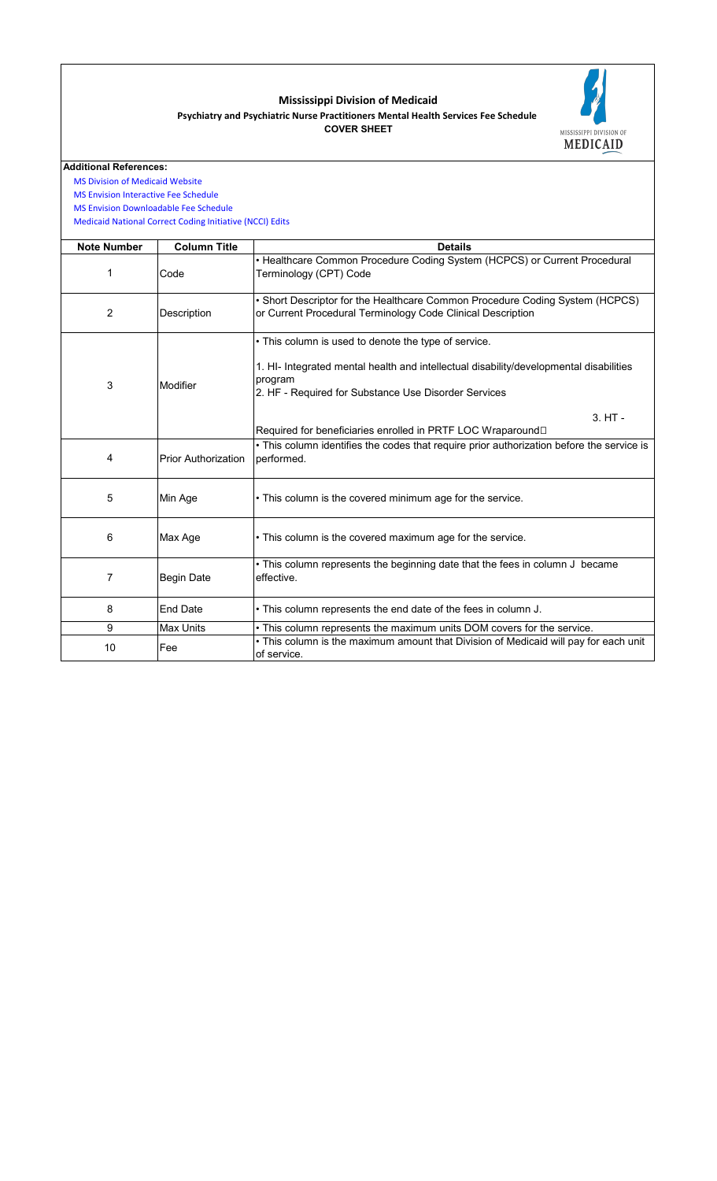# Mississippi Division of Medicaid

## Psychiatry and Psychiatric Nurse Practitioners Mental Health Services Fee Schedule

**COVER SHEET**

MISSISSIPPI DIVISION OF MEDICAID

**Additional References:**

MS Division of Medicaid Website
MS Envision Interactive Fee Schedule
MS Envision Downloadable Fee Schedule
Medicaid National Correct Coding Initiative (NCCI) Edits

| Note Number | Column Title | Details |
|---|---|---|
| 1 | Code | • Healthcare Common Procedure Coding System (HCPCS) or Current Procedural Terminology (CPT) Code |
| 2 | Description | • Short Descriptor for the Healthcare Common Procedure Coding System (HCPCS) or Current Procedural Terminology Code Clinical Description |
| 3 | Modifier | • This column is used to denote the type of service.<br>1. HI- Integrated mental health and intellectual disability/developmental disabilities program<br>2. HF - Required for Substance Use Disorder Services<br>3. HT - Required for beneficiaries enrolled in PRTF LOC Wraparound |
| 4 | Prior Authorization | • This column identifies the codes that require prior authorization before the service is performed. |
| 5 | Min Age | • This column is the covered minimum age for the service. |
| 6 | Max Age | • This column is the covered maximum age for the service. |
| 7 | Begin Date | • This column represents the beginning date that the fees in column J became effective. |
| 8 | End Date | • This column represents the end date of the fees in column J. |
| 9 | Max Units | • This column represents the maximum units DOM covers for the service. |
| 10 | Fee | • This column is the maximum amount that Division of Medicaid will pay for each unit of service. |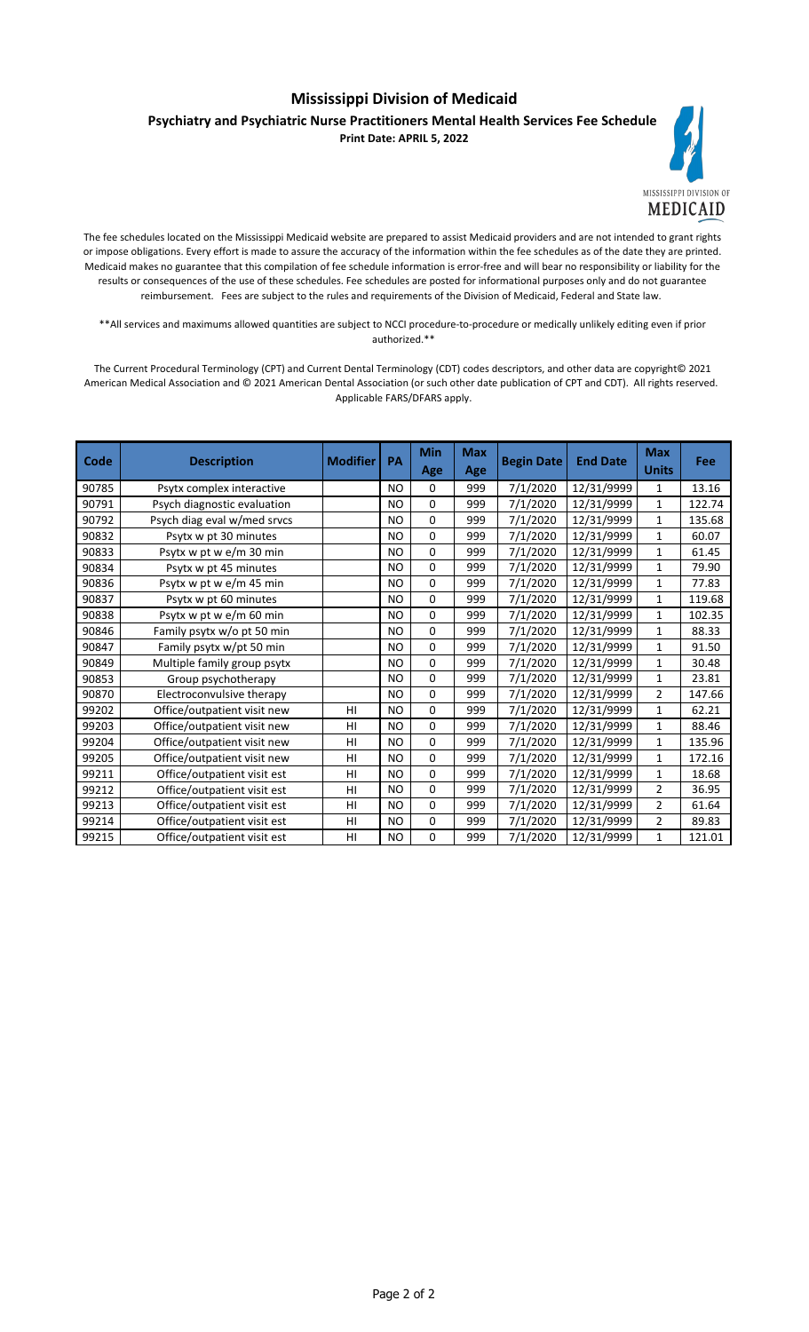# Mississippi Division of Medicaid

## Psychiatry and Psychiatric Nurse Practitioners Mental Health Services Fee Schedule

**Print Date: APRIL 5, 2022**

The fee schedules located on the Mississippi Medicaid website are prepared to assist Medicaid providers and are not intended to grant rights or impose obligations. Every effort is made to assure the accuracy of the information within the fee schedules as of the date they are printed. Medicaid makes no guarantee that this compilation of fee schedule information is error-free and will bear no responsibility or liability for the results or consequences of the use of these schedules. Fee schedules are posted for informational purposes only and do not guarantee reimbursement. Fees are subject to the rules and requirements of the Division of Medicaid, Federal and State law.

**All services and maximums allowed quantities are subject to NCCI procedure-to-procedure or medically unlikely editing even if prior authorized.**

The Current Procedural Terminology (CPT) and Current Dental Terminology (CDT) codes descriptors, and other data are copyright© 2021 American Medical Association and © 2021 American Dental Association (or such other date publication of CPT and CDT). All rights reserved. Applicable FARS/DFARS apply.

| Code | Description | Modifier | PA | Min Age | Max Age | Begin Date | End Date | Max Units | Fee |
|---|---|---|---|---|---|---|---|---|---|
| 90785 | Psytx complex interactive | | NO | 0 | 999 | 7/1/2020 | 12/31/9999 | 1 | 13.16 |
| 90791 | Psych diagnostic evaluation | | NO | 0 | 999 | 7/1/2020 | 12/31/9999 | 1 | 122.74 |
| 90792 | Psych diag eval w/med srvcs | | NO | 0 | 999 | 7/1/2020 | 12/31/9999 | 1 | 135.68 |
| 90832 | Psytx w pt 30 minutes | | NO | 0 | 999 | 7/1/2020 | 12/31/9999 | 1 | 60.07 |
| 90833 | Psytx w pt w e/m 30 min | | NO | 0 | 999 | 7/1/2020 | 12/31/9999 | 1 | 61.45 |
| 90834 | Psytx w pt 45 minutes | | NO | 0 | 999 | 7/1/2020 | 12/31/9999 | 1 | 79.90 |
| 90836 | Psytx w pt w e/m 45 min | | NO | 0 | 999 | 7/1/2020 | 12/31/9999 | 1 | 77.83 |
| 90837 | Psytx w pt 60 minutes | | NO | 0 | 999 | 7/1/2020 | 12/31/9999 | 1 | 119.68 |
| 90838 | Psytx w pt w e/m 60 min | | NO | 0 | 999 | 7/1/2020 | 12/31/9999 | 1 | 102.35 |
| 90846 | Family psytx w/o pt 50 min | | NO | 0 | 999 | 7/1/2020 | 12/31/9999 | 1 | 88.33 |
| 90847 | Family psytx w/pt 50 min | | NO | 0 | 999 | 7/1/2020 | 12/31/9999 | 1 | 91.50 |
| 90849 | Multiple family group psytx | | NO | 0 | 999 | 7/1/2020 | 12/31/9999 | 1 | 30.48 |
| 90853 | Group psychotherapy | | NO | 0 | 999 | 7/1/2020 | 12/31/9999 | 1 | 23.81 |
| 90870 | Electroconvulsive therapy | | NO | 0 | 999 | 7/1/2020 | 12/31/9999 | 2 | 147.66 |
| 99202 | Office/outpatient visit new | HI | NO | 0 | 999 | 7/1/2020 | 12/31/9999 | 1 | 62.21 |
| 99203 | Office/outpatient visit new | HI | NO | 0 | 999 | 7/1/2020 | 12/31/9999 | 1 | 88.46 |
| 99204 | Office/outpatient visit new | HI | NO | 0 | 999 | 7/1/2020 | 12/31/9999 | 1 | 135.96 |
| 99205 | Office/outpatient visit new | HI | NO | 0 | 999 | 7/1/2020 | 12/31/9999 | 1 | 172.16 |
| 99211 | Office/outpatient visit est | HI | NO | 0 | 999 | 7/1/2020 | 12/31/9999 | 1 | 18.68 |
| 99212 | Office/outpatient visit est | HI | NO | 0 | 999 | 7/1/2020 | 12/31/9999 | 2 | 36.95 |
| 99213 | Office/outpatient visit est | HI | NO | 0 | 999 | 7/1/2020 | 12/31/9999 | 2 | 61.64 |
| 99214 | Office/outpatient visit est | HI | NO | 0 | 999 | 7/1/2020 | 12/31/9999 | 2 | 89.83 |
| 99215 | Office/outpatient visit est | HI | NO | 0 | 999 | 7/1/2020 | 12/31/9999 | 1 | 121.01 |